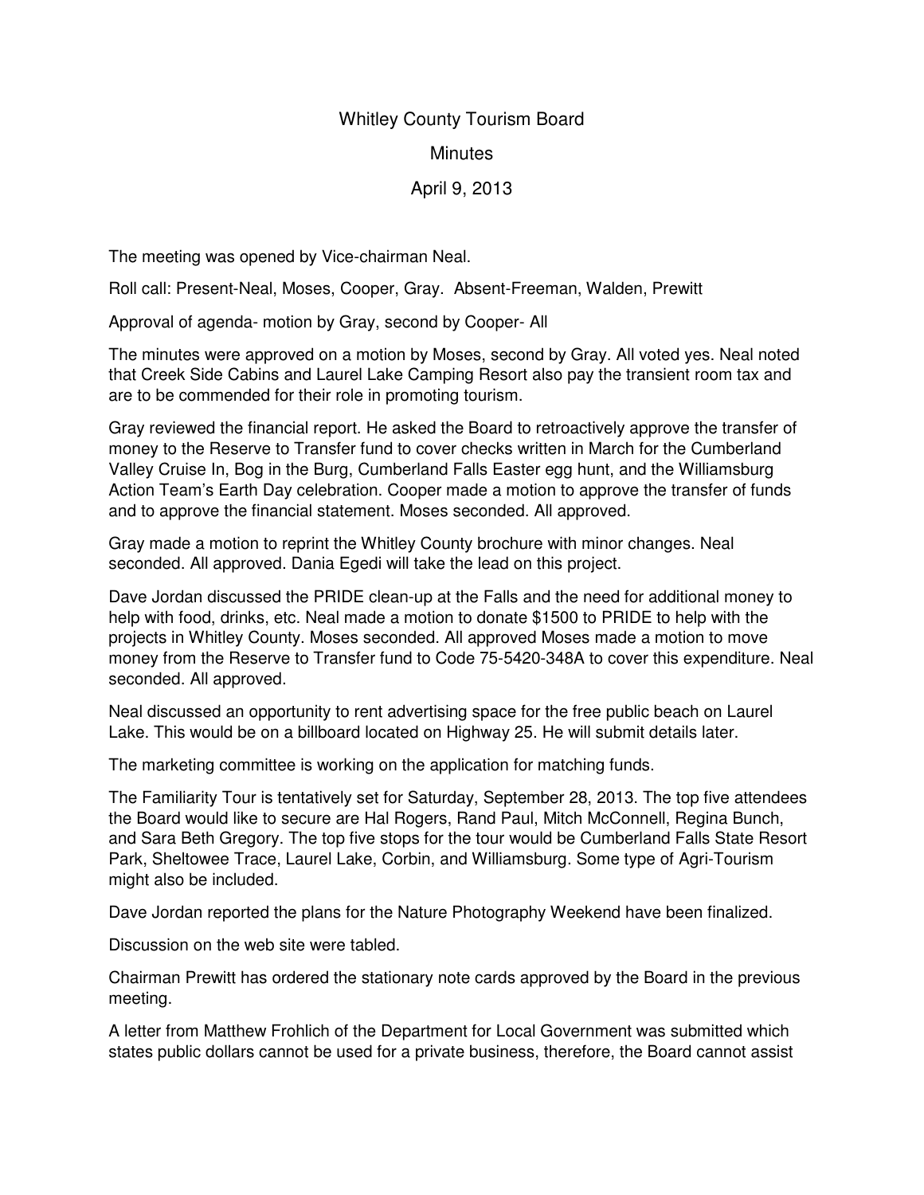# Whitley County Tourism Board

## Minutes

## April 9, 2013

The meeting was opened by Vice-chairman Neal.

Roll call: Present-Neal, Moses, Cooper, Gray. Absent-Freeman, Walden, Prewitt

Approval of agenda- motion by Gray, second by Cooper- All

The minutes were approved on a motion by Moses, second by Gray. All voted yes. Neal noted that Creek Side Cabins and Laurel Lake Camping Resort also pay the transient room tax and are to be commended for their role in promoting tourism.

Gray reviewed the financial report. He asked the Board to retroactively approve the transfer of money to the Reserve to Transfer fund to cover checks written in March for the Cumberland Valley Cruise In, Bog in the Burg, Cumberland Falls Easter egg hunt, and the Williamsburg Action Team's Earth Day celebration. Cooper made a motion to approve the transfer of funds and to approve the financial statement. Moses seconded. All approved.

Gray made a motion to reprint the Whitley County brochure with minor changes. Neal seconded. All approved. Dania Egedi will take the lead on this project.

Dave Jordan discussed the PRIDE clean-up at the Falls and the need for additional money to help with food, drinks, etc. Neal made a motion to donate $1500 to PRIDE to help with the projects in Whitley County. Moses seconded. All approved Moses made a motion to move money from the Reserve to Transfer fund to Code 75-5420-348A to cover this expenditure. Neal seconded. All approved.

Neal discussed an opportunity to rent advertising space for the free public beach on Laurel Lake. This would be on a billboard located on Highway 25. He will submit details later.

The marketing committee is working on the application for matching funds.

The Familiarity Tour is tentatively set for Saturday, September 28, 2013. The top five attendees the Board would like to secure are Hal Rogers, Rand Paul, Mitch McConnell, Regina Bunch, and Sara Beth Gregory. The top five stops for the tour would be Cumberland Falls State Resort Park, Sheltowee Trace, Laurel Lake, Corbin, and Williamsburg. Some type of Agri-Tourism might also be included.

Dave Jordan reported the plans for the Nature Photography Weekend have been finalized.

Discussion on the web site were tabled.

Chairman Prewitt has ordered the stationary note cards approved by the Board in the previous meeting.

A letter from Matthew Frohlich of the Department for Local Government was submitted which states public dollars cannot be used for a private business, therefore, the Board cannot assist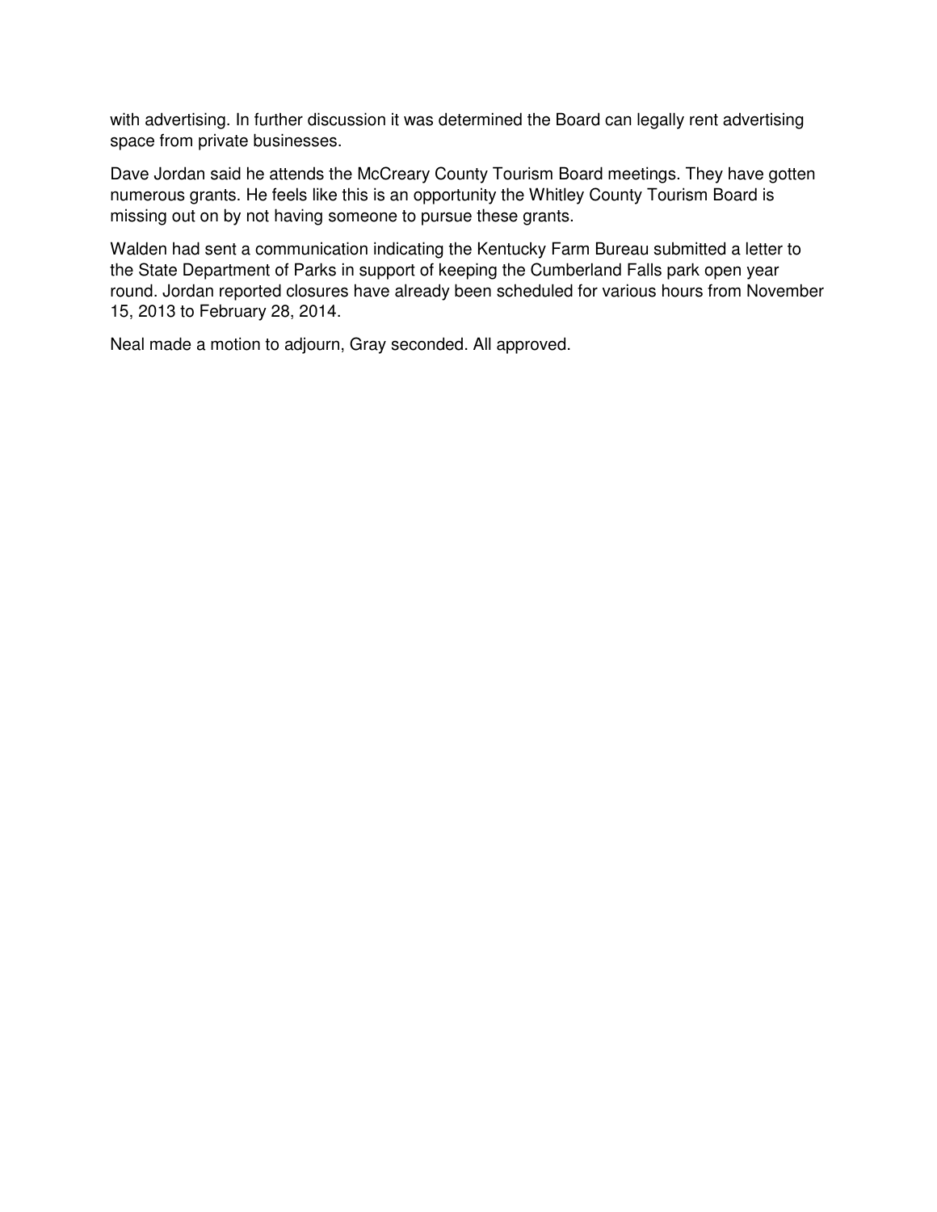with advertising. In further discussion it was determined the Board can legally rent advertising space from private businesses.

Dave Jordan said he attends the McCreary County Tourism Board meetings. They have gotten numerous grants. He feels like this is an opportunity the Whitley County Tourism Board is missing out on by not having someone to pursue these grants.

Walden had sent a communication indicating the Kentucky Farm Bureau submitted a letter to the State Department of Parks in support of keeping the Cumberland Falls park open year round. Jordan reported closures have already been scheduled for various hours from November 15, 2013 to February 28, 2014.

Neal made a motion to adjourn, Gray seconded. All approved.